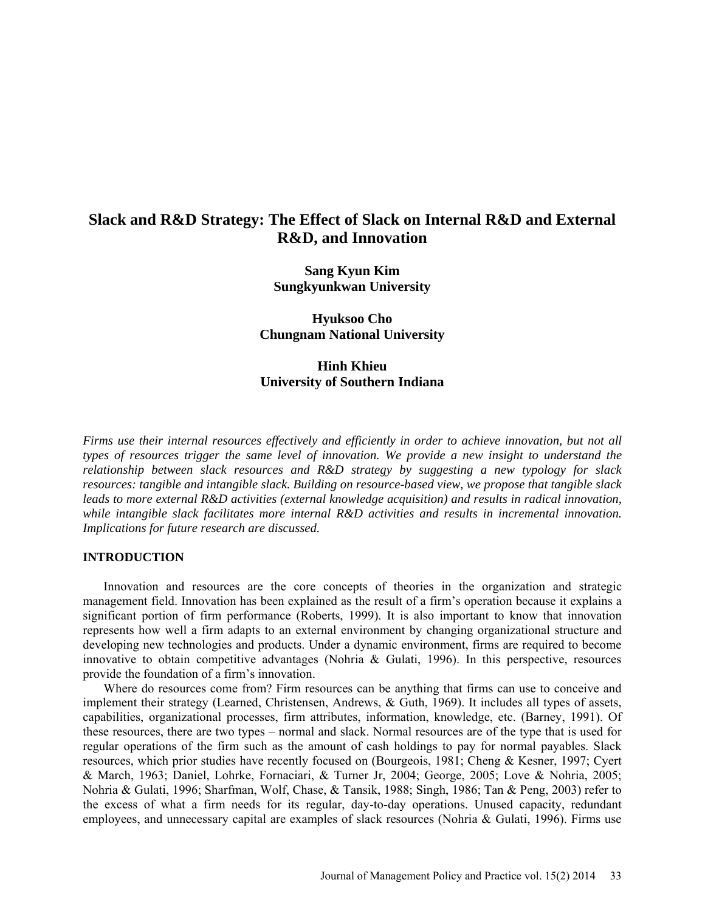# Slack and R&D Strategy: The Effect of Slack on Internal R&D and External R&D, and Innovation

**Sang Kyun Kim**
**Sungkyunkwan University**

**Hyuksoo Cho**
**Chungnam National University**

**Hinh Khieu**
**University of Southern Indiana**

*Firms use their internal resources effectively and efficiently in order to achieve innovation, but not all types of resources trigger the same level of innovation. We provide a new insight to understand the relationship between slack resources and R&D strategy by suggesting a new typology for slack resources: tangible and intangible slack. Building on resource-based view, we propose that tangible slack leads to more external R&D activities (external knowledge acquisition) and results in radical innovation, while intangible slack facilitates more internal R&D activities and results in incremental innovation. Implications for future research are discussed.*

## INTRODUCTION

Innovation and resources are the core concepts of theories in the organization and strategic management field. Innovation has been explained as the result of a firm's operation because it explains a significant portion of firm performance (Roberts, 1999). It is also important to know that innovation represents how well a firm adapts to an external environment by changing organizational structure and developing new technologies and products. Under a dynamic environment, firms are required to become innovative to obtain competitive advantages (Nohria & Gulati, 1996). In this perspective, resources provide the foundation of a firm's innovation.

Where do resources come from? Firm resources can be anything that firms can use to conceive and implement their strategy (Learned, Christensen, Andrews, & Guth, 1969). It includes all types of assets, capabilities, organizational processes, firm attributes, information, knowledge, etc. (Barney, 1991). Of these resources, there are two types – normal and slack. Normal resources are of the type that is used for regular operations of the firm such as the amount of cash holdings to pay for normal payables. Slack resources, which prior studies have recently focused on (Bourgeois, 1981; Cheng & Kesner, 1997; Cyert & March, 1963; Daniel, Lohrke, Fornaciari, & Turner Jr, 2004; George, 2005; Love & Nohria, 2005; Nohria & Gulati, 1996; Sharfman, Wolf, Chase, & Tansik, 1988; Singh, 1986; Tan & Peng, 2003) refer to the excess of what a firm needs for its regular, day-to-day operations. Unused capacity, redundant employees, and unnecessary capital are examples of slack resources (Nohria & Gulati, 1996). Firms use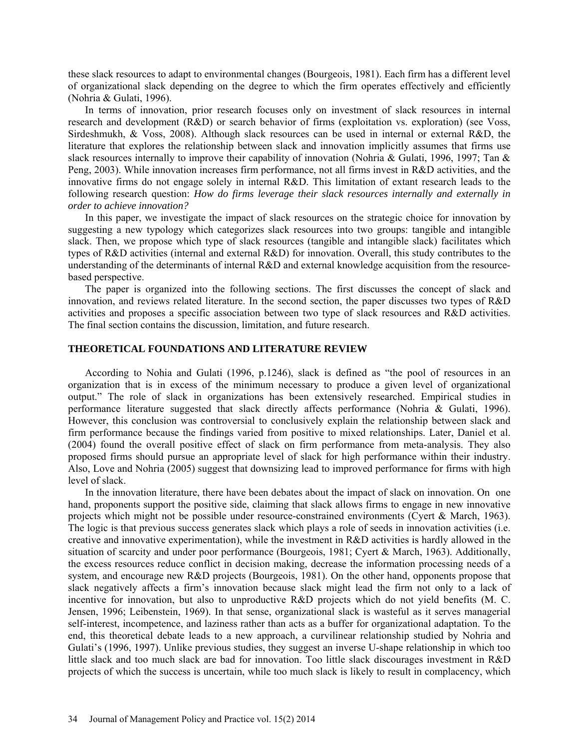these slack resources to adapt to environmental changes (Bourgeois, 1981). Each firm has a different level of organizational slack depending on the degree to which the firm operates effectively and efficiently (Nohria & Gulati, 1996).

In terms of innovation, prior research focuses only on investment of slack resources in internal research and development (R&D) or search behavior of firms (exploitation vs. exploration) (see Voss, Sirdeshmukh, & Voss, 2008). Although slack resources can be used in internal or external R&D, the literature that explores the relationship between slack and innovation implicitly assumes that firms use slack resources internally to improve their capability of innovation (Nohria & Gulati, 1996, 1997; Tan & Peng, 2003). While innovation increases firm performance, not all firms invest in R&D activities, and the innovative firms do not engage solely in internal R&D. This limitation of extant research leads to the following research question: *How do firms leverage their slack resources internally and externally in order to achieve innovation?*

In this paper, we investigate the impact of slack resources on the strategic choice for innovation by suggesting a new typology which categorizes slack resources into two groups: tangible and intangible slack. Then, we propose which type of slack resources (tangible and intangible slack) facilitates which types of R&D activities (internal and external R&D) for innovation. Overall, this study contributes to the understanding of the determinants of internal R&D and external knowledge acquisition from the resource-based perspective.

The paper is organized into the following sections. The first discusses the concept of slack and innovation, and reviews related literature. In the second section, the paper discusses two types of R&D activities and proposes a specific association between two type of slack resources and R&D activities. The final section contains the discussion, limitation, and future research.

## THEORETICAL FOUNDATIONS AND LITERATURE REVIEW

According to Nohia and Gulati (1996, p.1246), slack is defined as "the pool of resources in an organization that is in excess of the minimum necessary to produce a given level of organizational output." The role of slack in organizations has been extensively researched. Empirical studies in performance literature suggested that slack directly affects performance (Nohria & Gulati, 1996). However, this conclusion was controversial to conclusively explain the relationship between slack and firm performance because the findings varied from positive to mixed relationships. Later, Daniel et al. (2004) found the overall positive effect of slack on firm performance from meta-analysis. They also proposed firms should pursue an appropriate level of slack for high performance within their industry. Also, Love and Nohria (2005) suggest that downsizing lead to improved performance for firms with high level of slack.

In the innovation literature, there have been debates about the impact of slack on innovation. On one hand, proponents support the positive side, claiming that slack allows firms to engage in new innovative projects which might not be possible under resource-constrained environments (Cyert & March, 1963). The logic is that previous success generates slack which plays a role of seeds in innovation activities (i.e. creative and innovative experimentation), while the investment in R&D activities is hardly allowed in the situation of scarcity and under poor performance (Bourgeois, 1981; Cyert & March, 1963). Additionally, the excess resources reduce conflict in decision making, decrease the information processing needs of a system, and encourage new R&D projects (Bourgeois, 1981). On the other hand, opponents propose that slack negatively affects a firm's innovation because slack might lead the firm not only to a lack of incentive for innovation, but also to unproductive R&D projects which do not yield benefits (M. C. Jensen, 1996; Leibenstein, 1969). In that sense, organizational slack is wasteful as it serves managerial self-interest, incompetence, and laziness rather than acts as a buffer for organizational adaptation. To the end, this theoretical debate leads to a new approach, a curvilinear relationship studied by Nohria and Gulati's (1996, 1997). Unlike previous studies, they suggest an inverse U-shape relationship in which too little slack and too much slack are bad for innovation. Too little slack discourages investment in R&D projects of which the success is uncertain, while too much slack is likely to result in complacency, which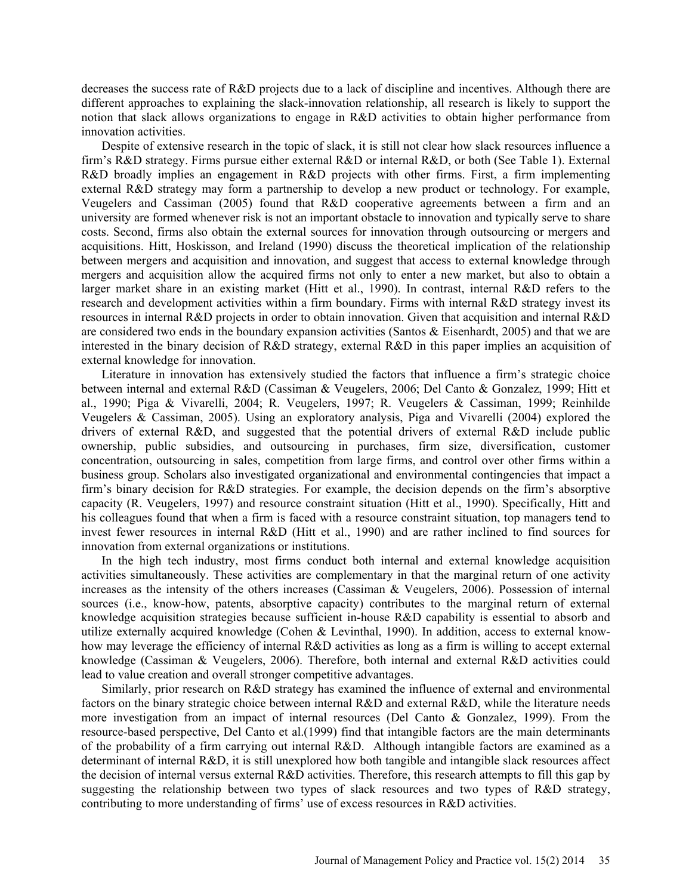decreases the success rate of R&D projects due to a lack of discipline and incentives. Although there are different approaches to explaining the slack-innovation relationship, all research is likely to support the notion that slack allows organizations to engage in R&D activities to obtain higher performance from innovation activities.

Despite of extensive research in the topic of slack, it is still not clear how slack resources influence a firm's R&D strategy. Firms pursue either external R&D or internal R&D, or both (See Table 1). External R&D broadly implies an engagement in R&D projects with other firms. First, a firm implementing external R&D strategy may form a partnership to develop a new product or technology. For example, Veugelers and Cassiman (2005) found that R&D cooperative agreements between a firm and an university are formed whenever risk is not an important obstacle to innovation and typically serve to share costs. Second, firms also obtain the external sources for innovation through outsourcing or mergers and acquisitions. Hitt, Hoskisson, and Ireland (1990) discuss the theoretical implication of the relationship between mergers and acquisition and innovation, and suggest that access to external knowledge through mergers and acquisition allow the acquired firms not only to enter a new market, but also to obtain a larger market share in an existing market (Hitt et al., 1990). In contrast, internal R&D refers to the research and development activities within a firm boundary. Firms with internal R&D strategy invest its resources in internal R&D projects in order to obtain innovation. Given that acquisition and internal R&D are considered two ends in the boundary expansion activities (Santos & Eisenhardt, 2005) and that we are interested in the binary decision of R&D strategy, external R&D in this paper implies an acquisition of external knowledge for innovation.

Literature in innovation has extensively studied the factors that influence a firm's strategic choice between internal and external R&D (Cassiman & Veugelers, 2006; Del Canto & Gonzalez, 1999; Hitt et al., 1990; Piga & Vivarelli, 2004; R. Veugelers, 1997; R. Veugelers & Cassiman, 1999; Reinhilde Veugelers & Cassiman, 2005). Using an exploratory analysis, Piga and Vivarelli (2004) explored the drivers of external R&D, and suggested that the potential drivers of external R&D include public ownership, public subsidies, and outsourcing in purchases, firm size, diversification, customer concentration, outsourcing in sales, competition from large firms, and control over other firms within a business group. Scholars also investigated organizational and environmental contingencies that impact a firm's binary decision for R&D strategies. For example, the decision depends on the firm's absorptive capacity (R. Veugelers, 1997) and resource constraint situation (Hitt et al., 1990). Specifically, Hitt and his colleagues found that when a firm is faced with a resource constraint situation, top managers tend to invest fewer resources in internal R&D (Hitt et al., 1990) and are rather inclined to find sources for innovation from external organizations or institutions.

In the high tech industry, most firms conduct both internal and external knowledge acquisition activities simultaneously. These activities are complementary in that the marginal return of one activity increases as the intensity of the others increases (Cassiman & Veugelers, 2006). Possession of internal sources (i.e., know-how, patents, absorptive capacity) contributes to the marginal return of external knowledge acquisition strategies because sufficient in-house R&D capability is essential to absorb and utilize externally acquired knowledge (Cohen & Levinthal, 1990). In addition, access to external know-how may leverage the efficiency of internal R&D activities as long as a firm is willing to accept external knowledge (Cassiman & Veugelers, 2006). Therefore, both internal and external R&D activities could lead to value creation and overall stronger competitive advantages.

Similarly, prior research on R&D strategy has examined the influence of external and environmental factors on the binary strategic choice between internal R&D and external R&D, while the literature needs more investigation from an impact of internal resources (Del Canto & Gonzalez, 1999). From the resource-based perspective, Del Canto et al.(1999) find that intangible factors are the main determinants of the probability of a firm carrying out internal R&D. Although intangible factors are examined as a determinant of internal R&D, it is still unexplored how both tangible and intangible slack resources affect the decision of internal versus external R&D activities. Therefore, this research attempts to fill this gap by suggesting the relationship between two types of slack resources and two types of R&D strategy, contributing to more understanding of firms' use of excess resources in R&D activities.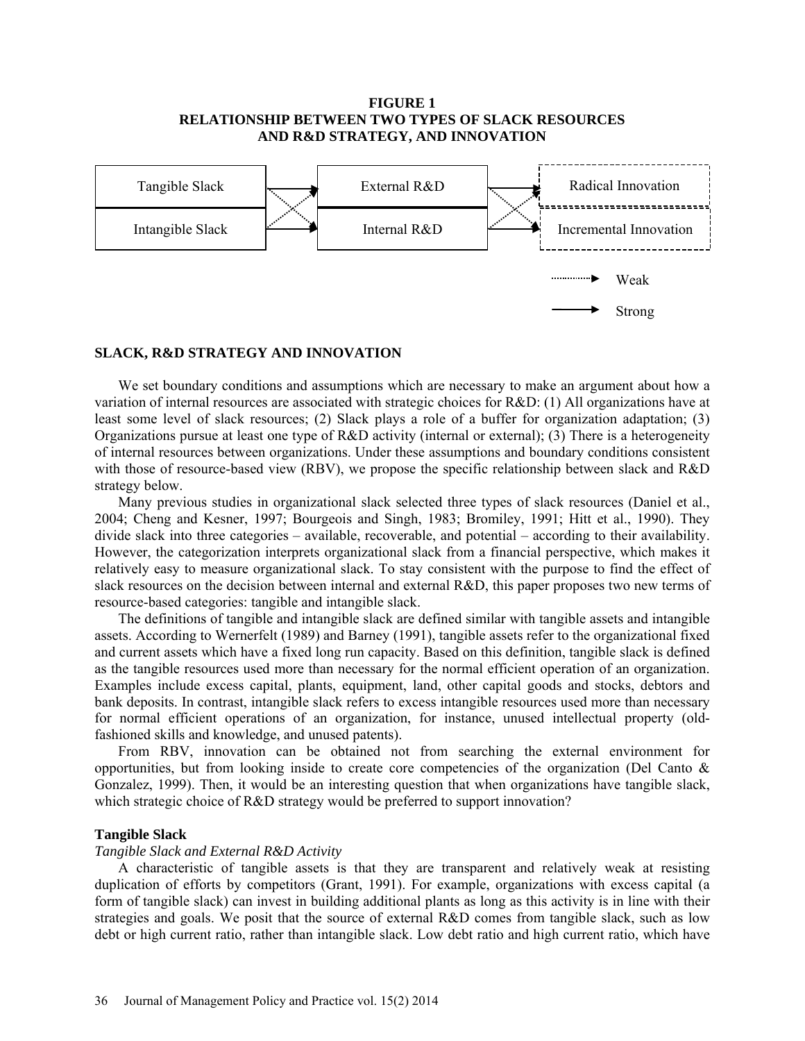**FIGURE 1**
**RELATIONSHIP BETWEEN TWO TYPES OF SLACK RESOURCES AND R&D STRATEGY, AND INNOVATION**

| | | | | |
|---|---|---|---|---|
| Tangible Slack | → | External R&D | → | Radical Innovation |
| Intangible Slack | → | Internal R&D | → | Incremental Innovation |

Weak (dotted arrow) · Strong (solid arrow)

## SLACK, R&D STRATEGY AND INNOVATION

We set boundary conditions and assumptions which are necessary to make an argument about how a variation of internal resources are associated with strategic choices for R&D: (1) All organizations have at least some level of slack resources; (2) Slack plays a role of a buffer for organization adaptation; (3) Organizations pursue at least one type of R&D activity (internal or external); (3) There is a heterogeneity of internal resources between organizations. Under these assumptions and boundary conditions consistent with those of resource-based view (RBV), we propose the specific relationship between slack and R&D strategy below.

Many previous studies in organizational slack selected three types of slack resources (Daniel et al., 2004; Cheng and Kesner, 1997; Bourgeois and Singh, 1983; Bromiley, 1991; Hitt et al., 1990). They divide slack into three categories – available, recoverable, and potential – according to their availability. However, the categorization interprets organizational slack from a financial perspective, which makes it relatively easy to measure organizational slack. To stay consistent with the purpose to find the effect of slack resources on the decision between internal and external R&D, this paper proposes two new terms of resource-based categories: tangible and intangible slack.

The definitions of tangible and intangible slack are defined similar with tangible assets and intangible assets. According to Wernerfelt (1989) and Barney (1991), tangible assets refer to the organizational fixed and current assets which have a fixed long run capacity. Based on this definition, tangible slack is defined as the tangible resources used more than necessary for the normal efficient operation of an organization. Examples include excess capital, plants, equipment, land, other capital goods and stocks, debtors and bank deposits. In contrast, intangible slack refers to excess intangible resources used more than necessary for normal efficient operations of an organization, for instance, unused intellectual property (old-fashioned skills and knowledge, and unused patents).

From RBV, innovation can be obtained not from searching the external environment for opportunities, but from looking inside to create core competencies of the organization (Del Canto & Gonzalez, 1999). Then, it would be an interesting question that when organizations have tangible slack, which strategic choice of R&D strategy would be preferred to support innovation?

### Tangible Slack

*Tangible Slack and External R&D Activity*

A characteristic of tangible assets is that they are transparent and relatively weak at resisting duplication of efforts by competitors (Grant, 1991). For example, organizations with excess capital (a form of tangible slack) can invest in building additional plants as long as this activity is in line with their strategies and goals. We posit that the source of external R&D comes from tangible slack, such as low debt or high current ratio, rather than intangible slack. Low debt ratio and high current ratio, which have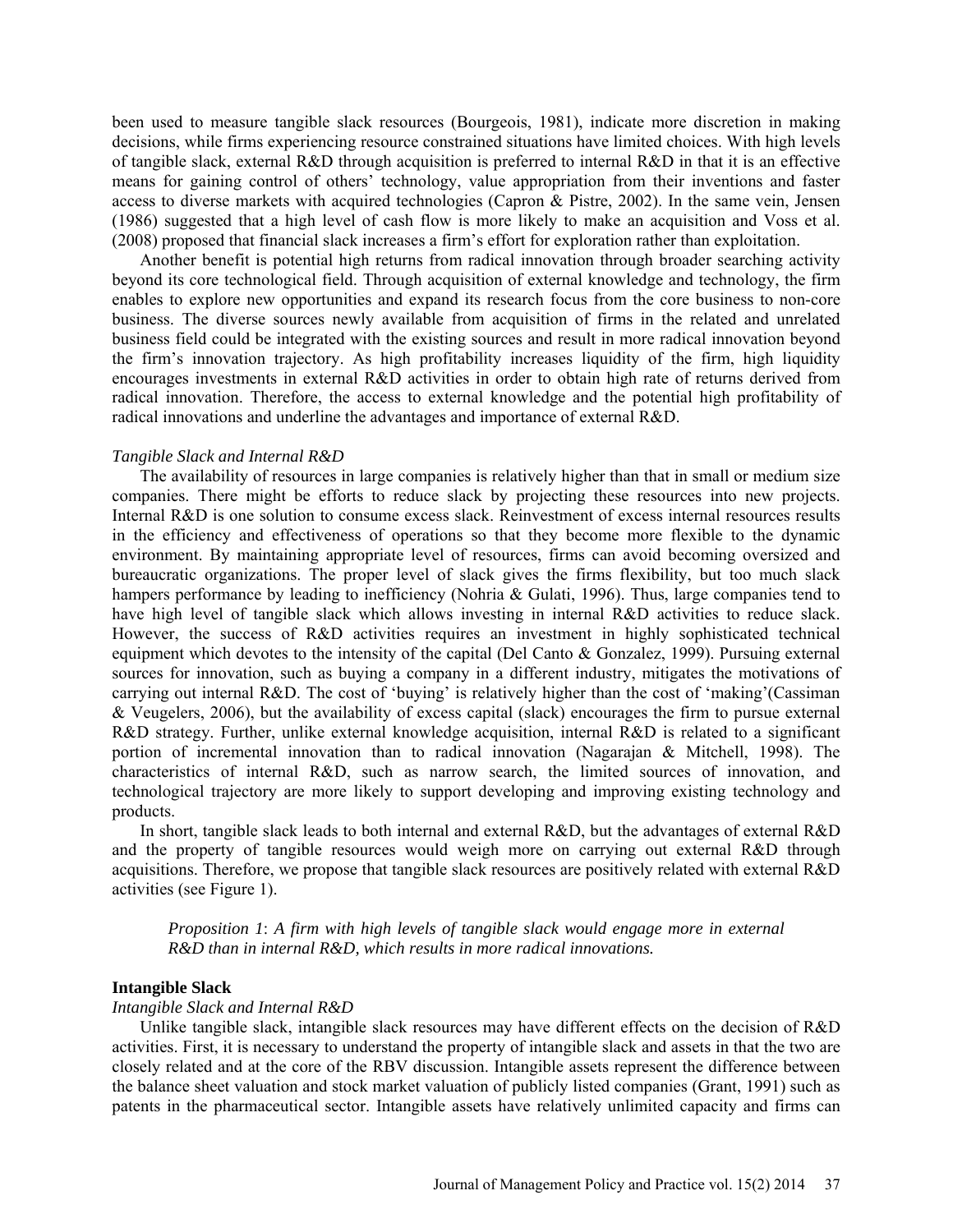been used to measure tangible slack resources (Bourgeois, 1981), indicate more discretion in making decisions, while firms experiencing resource constrained situations have limited choices. With high levels of tangible slack, external R&D through acquisition is preferred to internal R&D in that it is an effective means for gaining control of others' technology, value appropriation from their inventions and faster access to diverse markets with acquired technologies (Capron & Pistre, 2002). In the same vein, Jensen (1986) suggested that a high level of cash flow is more likely to make an acquisition and Voss et al. (2008) proposed that financial slack increases a firm's effort for exploration rather than exploitation.

Another benefit is potential high returns from radical innovation through broader searching activity beyond its core technological field. Through acquisition of external knowledge and technology, the firm enables to explore new opportunities and expand its research focus from the core business to non-core business. The diverse sources newly available from acquisition of firms in the related and unrelated business field could be integrated with the existing sources and result in more radical innovation beyond the firm's innovation trajectory. As high profitability increases liquidity of the firm, high liquidity encourages investments in external R&D activities in order to obtain high rate of returns derived from radical innovation. Therefore, the access to external knowledge and the potential high profitability of radical innovations and underline the advantages and importance of external R&D.

*Tangible Slack and Internal R&D*

The availability of resources in large companies is relatively higher than that in small or medium size companies. There might be efforts to reduce slack by projecting these resources into new projects. Internal R&D is one solution to consume excess slack. Reinvestment of excess internal resources results in the efficiency and effectiveness of operations so that they become more flexible to the dynamic environment. By maintaining appropriate level of resources, firms can avoid becoming oversized and bureaucratic organizations. The proper level of slack gives the firms flexibility, but too much slack hampers performance by leading to inefficiency (Nohria & Gulati, 1996). Thus, large companies tend to have high level of tangible slack which allows investing in internal R&D activities to reduce slack. However, the success of R&D activities requires an investment in highly sophisticated technical equipment which devotes to the intensity of the capital (Del Canto & Gonzalez, 1999). Pursuing external sources for innovation, such as buying a company in a different industry, mitigates the motivations of carrying out internal R&D. The cost of 'buying' is relatively higher than the cost of 'making'(Cassiman & Veugelers, 2006), but the availability of excess capital (slack) encourages the firm to pursue external R&D strategy. Further, unlike external knowledge acquisition, internal R&D is related to a significant portion of incremental innovation than to radical innovation (Nagarajan & Mitchell, 1998). The characteristics of internal R&D, such as narrow search, the limited sources of innovation, and technological trajectory are more likely to support developing and improving existing technology and products.

In short, tangible slack leads to both internal and external R&D, but the advantages of external R&D and the property of tangible resources would weigh more on carrying out external R&D through acquisitions. Therefore, we propose that tangible slack resources are positively related with external R&D activities (see Figure 1).

> *Proposition 1*: *A firm with high levels of tangible slack would engage more in external R&D than in internal R&D, which results in more radical innovations.*

**Intangible Slack**

*Intangible Slack and Internal R&D*

Unlike tangible slack, intangible slack resources may have different effects on the decision of R&D activities. First, it is necessary to understand the property of intangible slack and assets in that the two are closely related and at the core of the RBV discussion. Intangible assets represent the difference between the balance sheet valuation and stock market valuation of publicly listed companies (Grant, 1991) such as patents in the pharmaceutical sector. Intangible assets have relatively unlimited capacity and firms can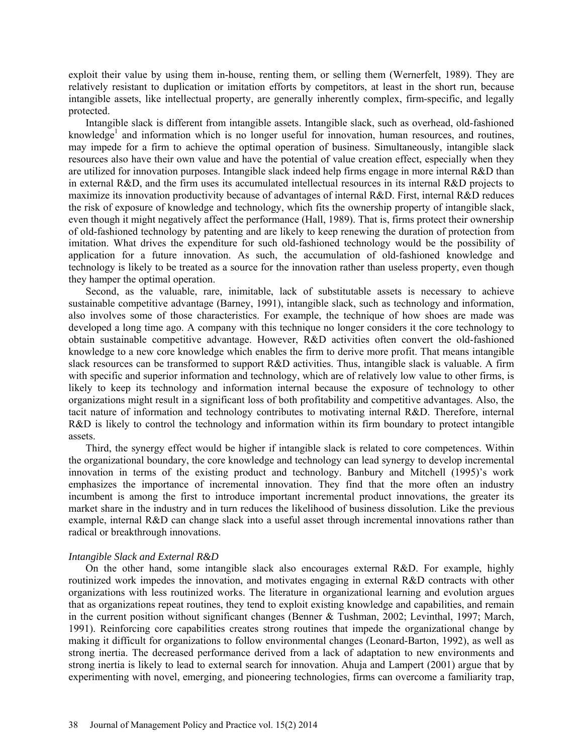exploit their value by using them in-house, renting them, or selling them (Wernerfelt, 1989). They are relatively resistant to duplication or imitation efforts by competitors, at least in the short run, because intangible assets, like intellectual property, are generally inherently complex, firm-specific, and legally protected.

Intangible slack is different from intangible assets. Intangible slack, such as overhead, old-fashioned knowledge[1] and information which is no longer useful for innovation, human resources, and routines, may impede for a firm to achieve the optimal operation of business. Simultaneously, intangible slack resources also have their own value and have the potential of value creation effect, especially when they are utilized for innovation purposes. Intangible slack indeed help firms engage in more internal R&D than in external R&D, and the firm uses its accumulated intellectual resources in its internal R&D projects to maximize its innovation productivity because of advantages of internal R&D. First, internal R&D reduces the risk of exposure of knowledge and technology, which fits the ownership property of intangible slack, even though it might negatively affect the performance (Hall, 1989). That is, firms protect their ownership of old-fashioned technology by patenting and are likely to keep renewing the duration of protection from imitation. What drives the expenditure for such old-fashioned technology would be the possibility of application for a future innovation. As such, the accumulation of old-fashioned knowledge and technology is likely to be treated as a source for the innovation rather than useless property, even though they hamper the optimal operation.

Second, as the valuable, rare, inimitable, lack of substitutable assets is necessary to achieve sustainable competitive advantage (Barney, 1991), intangible slack, such as technology and information, also involves some of those characteristics. For example, the technique of how shoes are made was developed a long time ago. A company with this technique no longer considers it the core technology to obtain sustainable competitive advantage. However, R&D activities often convert the old-fashioned knowledge to a new core knowledge which enables the firm to derive more profit. That means intangible slack resources can be transformed to support R&D activities. Thus, intangible slack is valuable. A firm with specific and superior information and technology, which are of relatively low value to other firms, is likely to keep its technology and information internal because the exposure of technology to other organizations might result in a significant loss of both profitability and competitive advantages. Also, the tacit nature of information and technology contributes to motivating internal R&D. Therefore, internal R&D is likely to control the technology and information within its firm boundary to protect intangible assets.

Third, the synergy effect would be higher if intangible slack is related to core competences. Within the organizational boundary, the core knowledge and technology can lead synergy to develop incremental innovation in terms of the existing product and technology. Banbury and Mitchell (1995)'s work emphasizes the importance of incremental innovation. They find that the more often an industry incumbent is among the first to introduce important incremental product innovations, the greater its market share in the industry and in turn reduces the likelihood of business dissolution. Like the previous example, internal R&D can change slack into a useful asset through incremental innovations rather than radical or breakthrough innovations.

*Intangible Slack and External R&D*

On the other hand, some intangible slack also encourages external R&D. For example, highly routinized work impedes the innovation, and motivates engaging in external R&D contracts with other organizations with less routinized works. The literature in organizational learning and evolution argues that as organizations repeat routines, they tend to exploit existing knowledge and capabilities, and remain in the current position without significant changes (Benner & Tushman, 2002; Levinthal, 1997; March, 1991). Reinforcing core capabilities creates strong routines that impede the organizational change by making it difficult for organizations to follow environmental changes (Leonard-Barton, 1992), as well as strong inertia. The decreased performance derived from a lack of adaptation to new environments and strong inertia is likely to lead to external search for innovation. Ahuja and Lampert (2001) argue that by experimenting with novel, emerging, and pioneering technologies, firms can overcome a familiarity trap,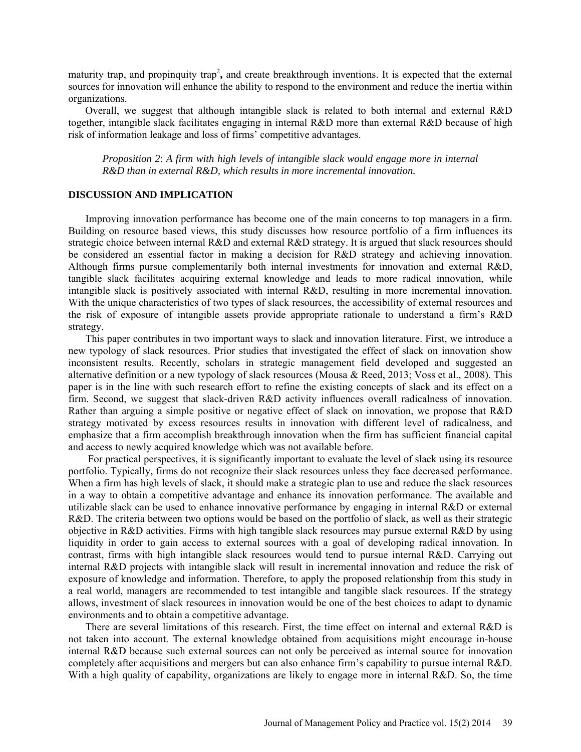maturity trap, and propinquity trap[2], and create breakthrough inventions. It is expected that the external sources for innovation will enhance the ability to respond to the environment and reduce the inertia within organizations.

Overall, we suggest that although intangible slack is related to both internal and external R&D together, intangible slack facilitates engaging in internal R&D more than external R&D because of high risk of information leakage and loss of firms' competitive advantages.

> *Proposition 2*: *A firm with high levels of intangible slack would engage more in internal R&D than in external R&D, which results in more incremental innovation.*

## DISCUSSION AND IMPLICATION

Improving innovation performance has become one of the main concerns to top managers in a firm. Building on resource based views, this study discusses how resource portfolio of a firm influences its strategic choice between internal R&D and external R&D strategy. It is argued that slack resources should be considered an essential factor in making a decision for R&D strategy and achieving innovation. Although firms pursue complementarily both internal investments for innovation and external R&D, tangible slack facilitates acquiring external knowledge and leads to more radical innovation, while intangible slack is positively associated with internal R&D, resulting in more incremental innovation. With the unique characteristics of two types of slack resources, the accessibility of external resources and the risk of exposure of intangible assets provide appropriate rationale to understand a firm's R&D strategy.

This paper contributes in two important ways to slack and innovation literature. First, we introduce a new typology of slack resources. Prior studies that investigated the effect of slack on innovation show inconsistent results. Recently, scholars in strategic management field developed and suggested an alternative definition or a new typology of slack resources (Mousa & Reed, 2013; Voss et al., 2008). This paper is in the line with such research effort to refine the existing concepts of slack and its effect on a firm. Second, we suggest that slack-driven R&D activity influences overall radicalness of innovation. Rather than arguing a simple positive or negative effect of slack on innovation, we propose that R&D strategy motivated by excess resources results in innovation with different level of radicalness, and emphasize that a firm accomplish breakthrough innovation when the firm has sufficient financial capital and access to newly acquired knowledge which was not available before.

For practical perspectives, it is significantly important to evaluate the level of slack using its resource portfolio. Typically, firms do not recognize their slack resources unless they face decreased performance. When a firm has high levels of slack, it should make a strategic plan to use and reduce the slack resources in a way to obtain a competitive advantage and enhance its innovation performance. The available and utilizable slack can be used to enhance innovative performance by engaging in internal R&D or external R&D. The criteria between two options would be based on the portfolio of slack, as well as their strategic objective in R&D activities. Firms with high tangible slack resources may pursue external R&D by using liquidity in order to gain access to external sources with a goal of developing radical innovation. In contrast, firms with high intangible slack resources would tend to pursue internal R&D. Carrying out internal R&D projects with intangible slack will result in incremental innovation and reduce the risk of exposure of knowledge and information. Therefore, to apply the proposed relationship from this study in a real world, managers are recommended to test intangible and tangible slack resources. If the strategy allows, investment of slack resources in innovation would be one of the best choices to adapt to dynamic environments and to obtain a competitive advantage.

There are several limitations of this research. First, the time effect on internal and external R&D is not taken into account. The external knowledge obtained from acquisitions might encourage in-house internal R&D because such external sources can not only be perceived as internal source for innovation completely after acquisitions and mergers but can also enhance firm's capability to pursue internal R&D. With a high quality of capability, organizations are likely to engage more in internal R&D. So, the time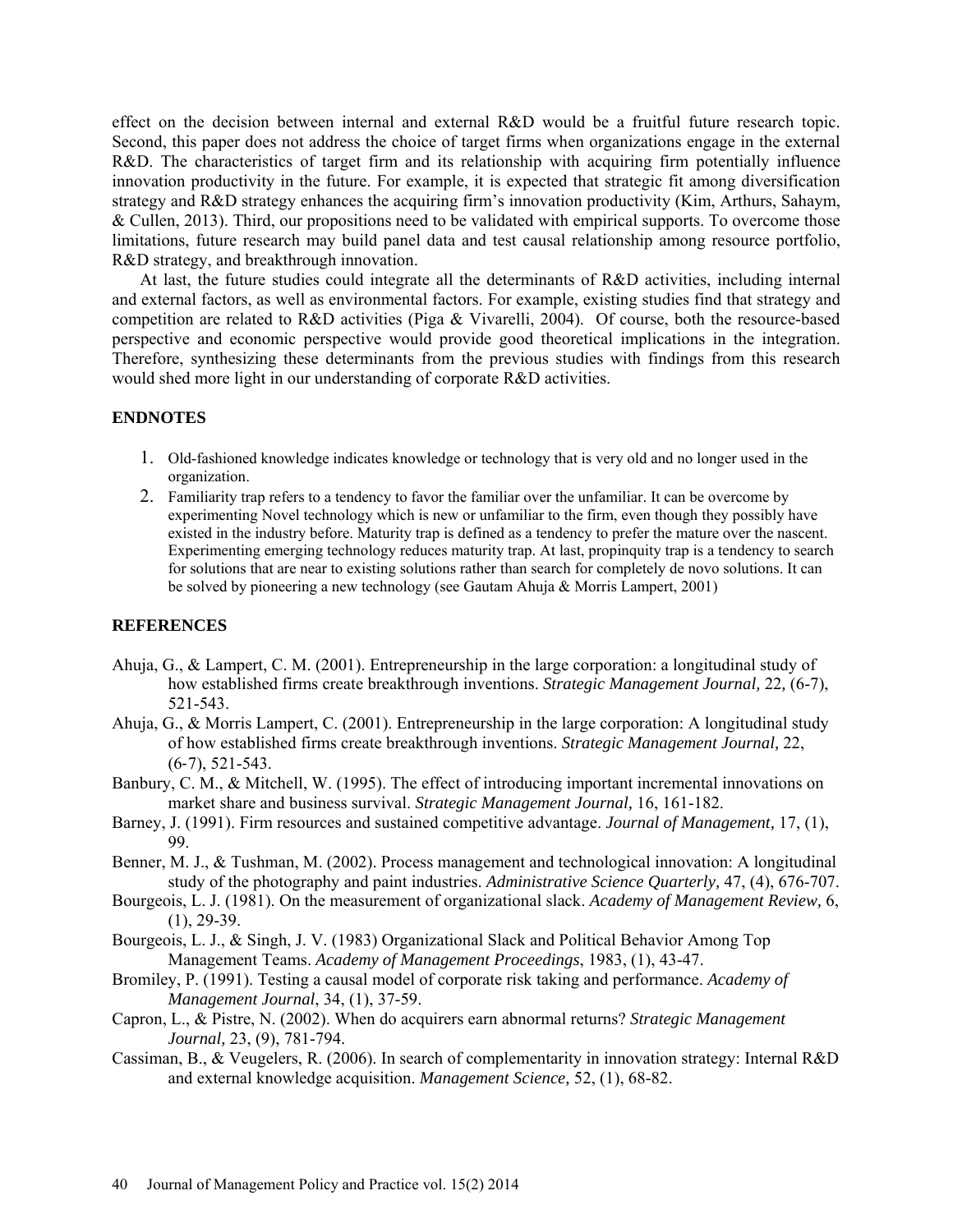effect on the decision between internal and external R&D would be a fruitful future research topic. Second, this paper does not address the choice of target firms when organizations engage in the external R&D. The characteristics of target firm and its relationship with acquiring firm potentially influence innovation productivity in the future. For example, it is expected that strategic fit among diversification strategy and R&D strategy enhances the acquiring firm's innovation productivity (Kim, Arthurs, Sahaym, & Cullen, 2013). Third, our propositions need to be validated with empirical supports. To overcome those limitations, future research may build panel data and test causal relationship among resource portfolio, R&D strategy, and breakthrough innovation.

At last, the future studies could integrate all the determinants of R&D activities, including internal and external factors, as well as environmental factors. For example, existing studies find that strategy and competition are related to R&D activities (Piga & Vivarelli, 2004). Of course, both the resource-based perspective and economic perspective would provide good theoretical implications in the integration. Therefore, synthesizing these determinants from the previous studies with findings from this research would shed more light in our understanding of corporate R&D activities.

## ENDNOTES

1. Old-fashioned knowledge indicates knowledge or technology that is very old and no longer used in the organization.
2. Familiarity trap refers to a tendency to favor the familiar over the unfamiliar. It can be overcome by experimenting Novel technology which is new or unfamiliar to the firm, even though they possibly have existed in the industry before. Maturity trap is defined as a tendency to prefer the mature over the nascent. Experimenting emerging technology reduces maturity trap. At last, propinquity trap is a tendency to search for solutions that are near to existing solutions rather than search for completely de novo solutions. It can be solved by pioneering a new technology (see Gautam Ahuja & Morris Lampert, 2001)

## REFERENCES

Ahuja, G., & Lampert, C. M. (2001). Entrepreneurship in the large corporation: a longitudinal study of how established firms create breakthrough inventions. *Strategic Management Journal,* 22, (6-7), 521-543.

Ahuja, G., & Morris Lampert, C. (2001). Entrepreneurship in the large corporation: A longitudinal study of how established firms create breakthrough inventions. *Strategic Management Journal,* 22, (6-7), 521-543.

Banbury, C. M., & Mitchell, W. (1995). The effect of introducing important incremental innovations on market share and business survival. *Strategic Management Journal,* 16, 161-182.

Barney, J. (1991). Firm resources and sustained competitive advantage. *Journal of Management,* 17, (1), 99.

Benner, M. J., & Tushman, M. (2002). Process management and technological innovation: A longitudinal study of the photography and paint industries. *Administrative Science Quarterly,* 47, (4), 676-707.

Bourgeois, L. J. (1981). On the measurement of organizational slack. *Academy of Management Review,* 6, (1), 29-39.

Bourgeois, L. J., & Singh, J. V. (1983) Organizational Slack and Political Behavior Among Top Management Teams. *Academy of Management Proceedings*, 1983, (1), 43-47.

Bromiley, P. (1991). Testing a causal model of corporate risk taking and performance. *Academy of Management Journal*, 34, (1), 37-59.

Capron, L., & Pistre, N. (2002). When do acquirers earn abnormal returns? *Strategic Management Journal,* 23, (9), 781-794.

Cassiman, B., & Veugelers, R. (2006). In search of complementarity in innovation strategy: Internal R&D and external knowledge acquisition. *Management Science,* 52, (1), 68-82.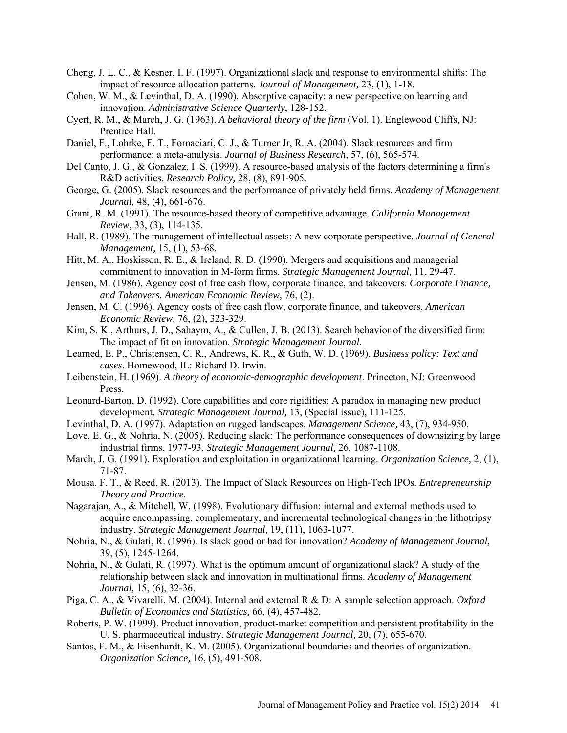Cheng, J. L. C., & Kesner, I. F. (1997). Organizational slack and response to environmental shifts: The impact of resource allocation patterns. *Journal of Management,* 23, (1), 1-18.

Cohen, W. M., & Levinthal, D. A. (1990). Absorptive capacity: a new perspective on learning and innovation. *Administrative Science Quarterly*, 128-152.

Cyert, R. M., & March, J. G. (1963). *A behavioral theory of the firm* (Vol. 1). Englewood Cliffs, NJ: Prentice Hall.

Daniel, F., Lohrke, F. T., Fornaciari, C. J., & Turner Jr, R. A. (2004). Slack resources and firm performance: a meta-analysis. *Journal of Business Research,* 57, (6), 565-574.

Del Canto, J. G., & Gonzalez, I. S. (1999). A resource-based analysis of the factors determining a firm's R&D activities. *Research Policy,* 28, (8), 891-905.

George, G. (2005). Slack resources and the performance of privately held firms. *Academy of Management Journal,* 48, (4), 661-676.

Grant, R. M. (1991). The resource-based theory of competitive advantage. *California Management Review,* 33, (3), 114-135.

Hall, R. (1989). The management of intellectual assets: A new corporate perspective. *Journal of General Management,* 15, (1), 53-68.

Hitt, M. A., Hoskisson, R. E., & Ireland, R. D. (1990). Mergers and acquisitions and managerial commitment to innovation in M-form firms. *Strategic Management Journal,* 11, 29-47.

Jensen, M. (1986). Agency cost of free cash flow, corporate finance, and takeovers. *Corporate Finance, and Takeovers. American Economic Review,* 76, (2).

Jensen, M. C. (1996). Agency costs of free cash flow, corporate finance, and takeovers. *American Economic Review,* 76, (2), 323-329.

Kim, S. K., Arthurs, J. D., Sahaym, A., & Cullen, J. B. (2013). Search behavior of the diversified firm: The impact of fit on innovation. *Strategic Management Journal*.

Learned, E. P., Christensen, C. R., Andrews, K. R., & Guth, W. D. (1969). *Business policy: Text and cases*. Homewood, IL: Richard D. Irwin.

Leibenstein, H. (1969). *A theory of economic-demographic development*. Princeton, NJ: Greenwood Press.

Leonard-Barton, D. (1992). Core capabilities and core rigidities: A paradox in managing new product development. *Strategic Management Journal,* 13, (Special issue), 111-125.

Levinthal, D. A. (1997). Adaptation on rugged landscapes. *Management Science,* 43, (7), 934-950.

Love, E. G., & Nohria, N. (2005). Reducing slack: The performance consequences of downsizing by large industrial firms, 1977-93. *Strategic Management Journal,* 26, 1087-1108.

March, J. G. (1991). Exploration and exploitation in organizational learning. *Organization Science,* 2, (1), 71-87.

Mousa, F. T., & Reed, R. (2013). The Impact of Slack Resources on High-Tech IPOs. *Entrepreneurship Theory and Practice*.

Nagarajan, A., & Mitchell, W. (1998). Evolutionary diffusion: internal and external methods used to acquire encompassing, complementary, and incremental technological changes in the lithotripsy industry. *Strategic Management Journal,* 19, (11), 1063-1077.

Nohria, N., & Gulati, R. (1996). Is slack good or bad for innovation? *Academy of Management Journal,* 39, (5), 1245-1264.

Nohria, N., & Gulati, R. (1997). What is the optimum amount of organizational slack? A study of the relationship between slack and innovation in multinational firms. *Academy of Management Journal,* 15, (6), 32-36.

Piga, C. A., & Vivarelli, M. (2004). Internal and external R & D: A sample selection approach. *Oxford Bulletin of Economics and Statistics,* 66, (4), 457-482.

Roberts, P. W. (1999). Product innovation, product-market competition and persistent profitability in the U. S. pharmaceutical industry. *Strategic Management Journal,* 20, (7), 655-670.

Santos, F. M., & Eisenhardt, K. M. (2005). Organizational boundaries and theories of organization. *Organization Science,* 16, (5), 491-508.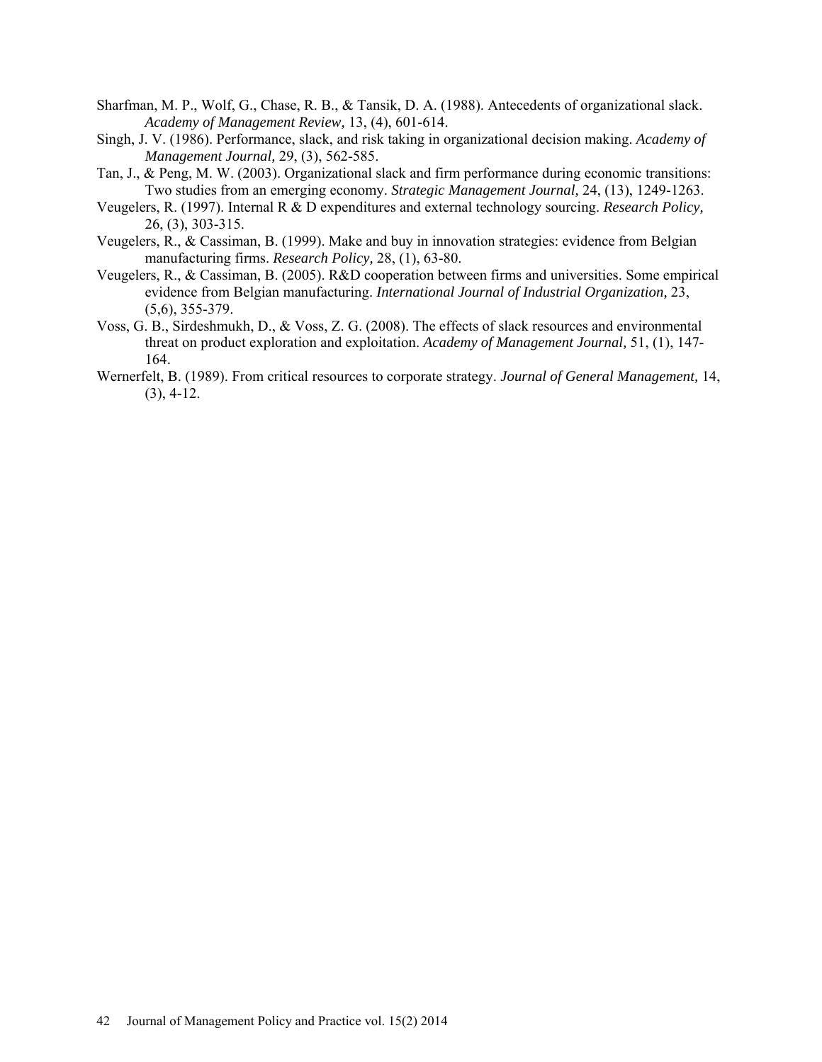Sharfman, M. P., Wolf, G., Chase, R. B., & Tansik, D. A. (1988). Antecedents of organizational slack. *Academy of Management Review,* 13, (4), 601-614.

Singh, J. V. (1986). Performance, slack, and risk taking in organizational decision making. *Academy of Management Journal,* 29, (3), 562-585.

Tan, J., & Peng, M. W. (2003). Organizational slack and firm performance during economic transitions: Two studies from an emerging economy. *Strategic Management Journal,* 24, (13), 1249-1263.

Veugelers, R. (1997). Internal R & D expenditures and external technology sourcing. *Research Policy,* 26, (3), 303-315.

Veugelers, R., & Cassiman, B. (1999). Make and buy in innovation strategies: evidence from Belgian manufacturing firms. *Research Policy,* 28, (1), 63-80.

Veugelers, R., & Cassiman, B. (2005). R&D cooperation between firms and universities. Some empirical evidence from Belgian manufacturing. *International Journal of Industrial Organization,* 23, (5,6), 355-379.

Voss, G. B., Sirdeshmukh, D., & Voss, Z. G. (2008). The effects of slack resources and environmental threat on product exploration and exploitation. *Academy of Management Journal,* 51, (1), 147-164.

Wernerfelt, B. (1989). From critical resources to corporate strategy. *Journal of General Management,* 14, (3), 4-12.